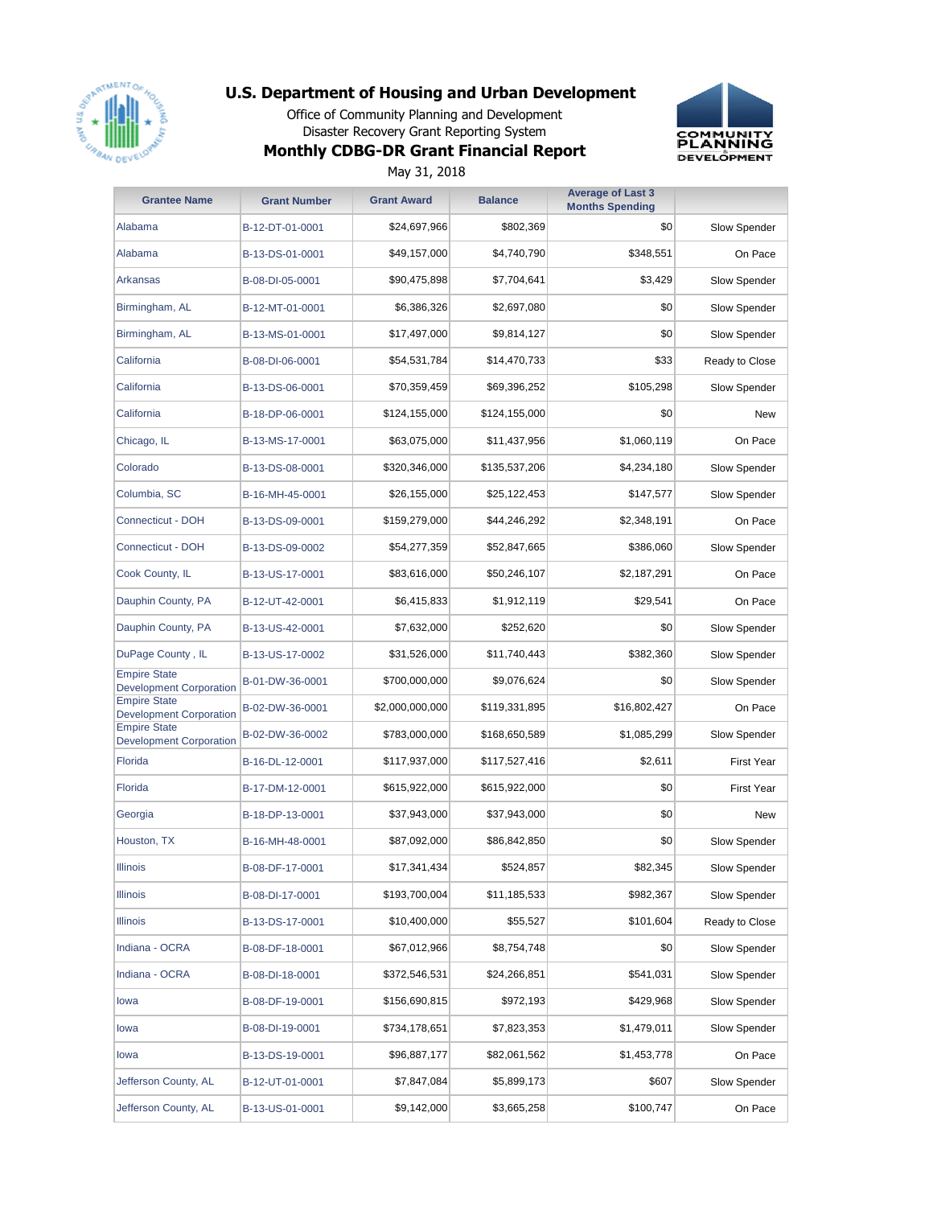# U.S. Department of Housing and Urban Development

Office of Community Planning and Development

Disaster Recovery Grant Reporting System

## Monthly CDBG-DR Grant Financial Report

May 31, 2018

| Grantee Name | Grant Number | Grant Award | Balance | Average of Last 3 Months Spending | |
|---|---|---|---|---|---|
| Alabama | B-12-DT-01-0001 | $24,697,966 | $802,369 | $0 | Slow Spender |
| Alabama | B-13-DS-01-0001 | $49,157,000 | $4,740,790 | $348,551 | On Pace |
| Arkansas | B-08-DI-05-0001 | $90,475,898 | $7,704,641 | $3,429 | Slow Spender |
| Birmingham, AL | B-12-MT-01-0001 | $6,386,326 | $2,697,080 | $0 | Slow Spender |
| Birmingham, AL | B-13-MS-01-0001 | $17,497,000 | $9,814,127 | $0 | Slow Spender |
| California | B-08-DI-06-0001 | $54,531,784 | $14,470,733 | $33 | Ready to Close |
| California | B-13-DS-06-0001 | $70,359,459 | $69,396,252 | $105,298 | Slow Spender |
| California | B-18-DP-06-0001 | $124,155,000 | $124,155,000 | $0 | New |
| Chicago, IL | B-13-MS-17-0001 | $63,075,000 | $11,437,956 | $1,060,119 | On Pace |
| Colorado | B-13-DS-08-0001 | $320,346,000 | $135,537,206 | $4,234,180 | Slow Spender |
| Columbia, SC | B-16-MH-45-0001 | $26,155,000 | $25,122,453 | $147,577 | Slow Spender |
| Connecticut - DOH | B-13-DS-09-0001 | $159,279,000 | $44,246,292 | $2,348,191 | On Pace |
| Connecticut - DOH | B-13-DS-09-0002 | $54,277,359 | $52,847,665 | $386,060 | Slow Spender |
| Cook County, IL | B-13-US-17-0001 | $83,616,000 | $50,246,107 | $2,187,291 | On Pace |
| Dauphin County, PA | B-12-UT-42-0001 | $6,415,833 | $1,912,119 | $29,541 | On Pace |
| Dauphin County, PA | B-13-US-42-0001 | $7,632,000 | $252,620 | $0 | Slow Spender |
| DuPage County , IL | B-13-US-17-0002 | $31,526,000 | $11,740,443 | $382,360 | Slow Spender |
| Empire State Development Corporation | B-01-DW-36-0001 | $700,000,000 | $9,076,624 | $0 | Slow Spender |
| Empire State Development Corporation | B-02-DW-36-0001 | $2,000,000,000 | $119,331,895 | $16,802,427 | On Pace |
| Empire State Development Corporation | B-02-DW-36-0002 | $783,000,000 | $168,650,589 | $1,085,299 | Slow Spender |
| Florida | B-16-DL-12-0001 | $117,937,000 | $117,527,416 | $2,611 | First Year |
| Florida | B-17-DM-12-0001 | $615,922,000 | $615,922,000 | $0 | First Year |
| Georgia | B-18-DP-13-0001 | $37,943,000 | $37,943,000 | $0 | New |
| Houston, TX | B-16-MH-48-0001 | $87,092,000 | $86,842,850 | $0 | Slow Spender |
| Illinois | B-08-DF-17-0001 | $17,341,434 | $524,857 | $82,345 | Slow Spender |
| Illinois | B-08-DI-17-0001 | $193,700,004 | $11,185,533 | $982,367 | Slow Spender |
| Illinois | B-13-DS-17-0001 | $10,400,000 | $55,527 | $101,604 | Ready to Close |
| Indiana - OCRA | B-08-DF-18-0001 | $67,012,966 | $8,754,748 | $0 | Slow Spender |
| Indiana - OCRA | B-08-DI-18-0001 | $372,546,531 | $24,266,851 | $541,031 | Slow Spender |
| Iowa | B-08-DF-19-0001 | $156,690,815 | $972,193 | $429,968 | Slow Spender |
| Iowa | B-08-DI-19-0001 | $734,178,651 | $7,823,353 | $1,479,011 | Slow Spender |
| Iowa | B-13-DS-19-0001 | $96,887,177 | $82,061,562 | $1,453,778 | On Pace |
| Jefferson County, AL | B-12-UT-01-0001 | $7,847,084 | $5,899,173 | $607 | Slow Spender |
| Jefferson County, AL | B-13-US-01-0001 | $9,142,000 | $3,665,258 | $100,747 | On Pace |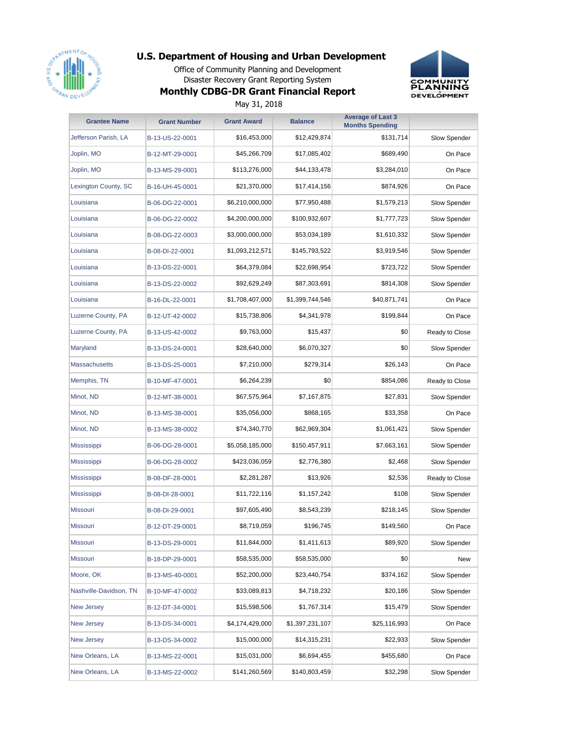# U.S. Department of Housing and Urban Development

Office of Community Planning and Development
Disaster Recovery Grant Reporting System

**Monthly CDBG-DR Grant Financial Report**

May 31, 2018

| Grantee Name | Grant Number | Grant Award | Balance | Average of Last 3 Months Spending | |
|---|---|---|---|---|---|
| Jefferson Parish, LA | B-13-US-22-0001 | $16,453,000 | $12,429,874 | $131,714 | Slow Spender |
| Joplin, MO | B-12-MT-29-0001 | $45,266,709 | $17,085,402 | $689,490 | On Pace |
| Joplin, MO | B-13-MS-29-0001 | $113,276,000 | $44,133,478 | $3,284,010 | On Pace |
| Lexington County, SC | B-16-UH-45-0001 | $21,370,000 | $17,414,156 | $874,926 | On Pace |
| Louisiana | B-06-DG-22-0001 | $6,210,000,000 | $77,950,488 | $1,579,213 | Slow Spender |
| Louisiana | B-06-DG-22-0002 | $4,200,000,000 | $100,932,607 | $1,777,723 | Slow Spender |
| Louisiana | B-08-DG-22-0003 | $3,000,000,000 | $53,034,189 | $1,610,332 | Slow Spender |
| Louisiana | B-08-DI-22-0001 | $1,093,212,571 | $145,793,522 | $3,919,546 | Slow Spender |
| Louisiana | B-13-DS-22-0001 | $64,379,084 | $22,698,954 | $723,722 | Slow Spender |
| Louisiana | B-13-DS-22-0002 | $92,629,249 | $87,303,691 | $814,308 | Slow Spender |
| Louisiana | B-16-DL-22-0001 | $1,708,407,000 | $1,399,744,546 | $40,871,741 | On Pace |
| Luzerne County, PA | B-12-UT-42-0002 | $15,738,806 | $4,341,978 | $199,844 | On Pace |
| Luzerne County, PA | B-13-US-42-0002 | $9,763,000 | $15,437 | $0 | Ready to Close |
| Maryland | B-13-DS-24-0001 | $28,640,000 | $6,070,327 | $0 | Slow Spender |
| Massachusetts | B-13-DS-25-0001 | $7,210,000 | $279,314 | $26,143 | On Pace |
| Memphis, TN | B-10-MF-47-0001 | $6,264,239 | $0 | $854,086 | Ready to Close |
| Minot, ND | B-12-MT-38-0001 | $67,575,964 | $7,167,875 | $27,831 | Slow Spender |
| Minot, ND | B-13-MS-38-0001 | $35,056,000 | $868,165 | $33,358 | On Pace |
| Minot, ND | B-13-MS-38-0002 | $74,340,770 | $62,969,304 | $1,061,421 | Slow Spender |
| Mississippi | B-06-DG-28-0001 | $5,058,185,000 | $150,457,911 | $7,663,161 | Slow Spender |
| Mississippi | B-06-DG-28-0002 | $423,036,059 | $2,776,380 | $2,468 | Slow Spender |
| Mississippi | B-08-DF-28-0001 | $2,281,287 | $13,926 | $2,536 | Ready to Close |
| Mississippi | B-08-DI-28-0001 | $11,722,116 | $1,157,242 | $108 | Slow Spender |
| Missouri | B-08-DI-29-0001 | $97,605,490 | $8,543,239 | $218,145 | Slow Spender |
| Missouri | B-12-DT-29-0001 | $8,719,059 | $196,745 | $149,560 | On Pace |
| Missouri | B-13-DS-29-0001 | $11,844,000 | $1,411,613 | $89,920 | Slow Spender |
| Missouri | B-18-DP-29-0001 | $58,535,000 | $58,535,000 | $0 | New |
| Moore, OK | B-13-MS-40-0001 | $52,200,000 | $23,440,754 | $374,162 | Slow Spender |
| Nashville-Davidson, TN | B-10-MF-47-0002 | $33,089,813 | $4,718,232 | $20,186 | Slow Spender |
| New Jersey | B-12-DT-34-0001 | $15,598,506 | $1,767,314 | $15,479 | Slow Spender |
| New Jersey | B-13-DS-34-0001 | $4,174,429,000 | $1,397,231,107 | $25,116,993 | On Pace |
| New Jersey | B-13-DS-34-0002 | $15,000,000 | $14,315,231 | $22,933 | Slow Spender |
| New Orleans, LA | B-13-MS-22-0001 | $15,031,000 | $6,694,455 | $455,680 | On Pace |
| New Orleans, LA | B-13-MS-22-0002 | $141,260,569 | $140,803,459 | $32,298 | Slow Spender |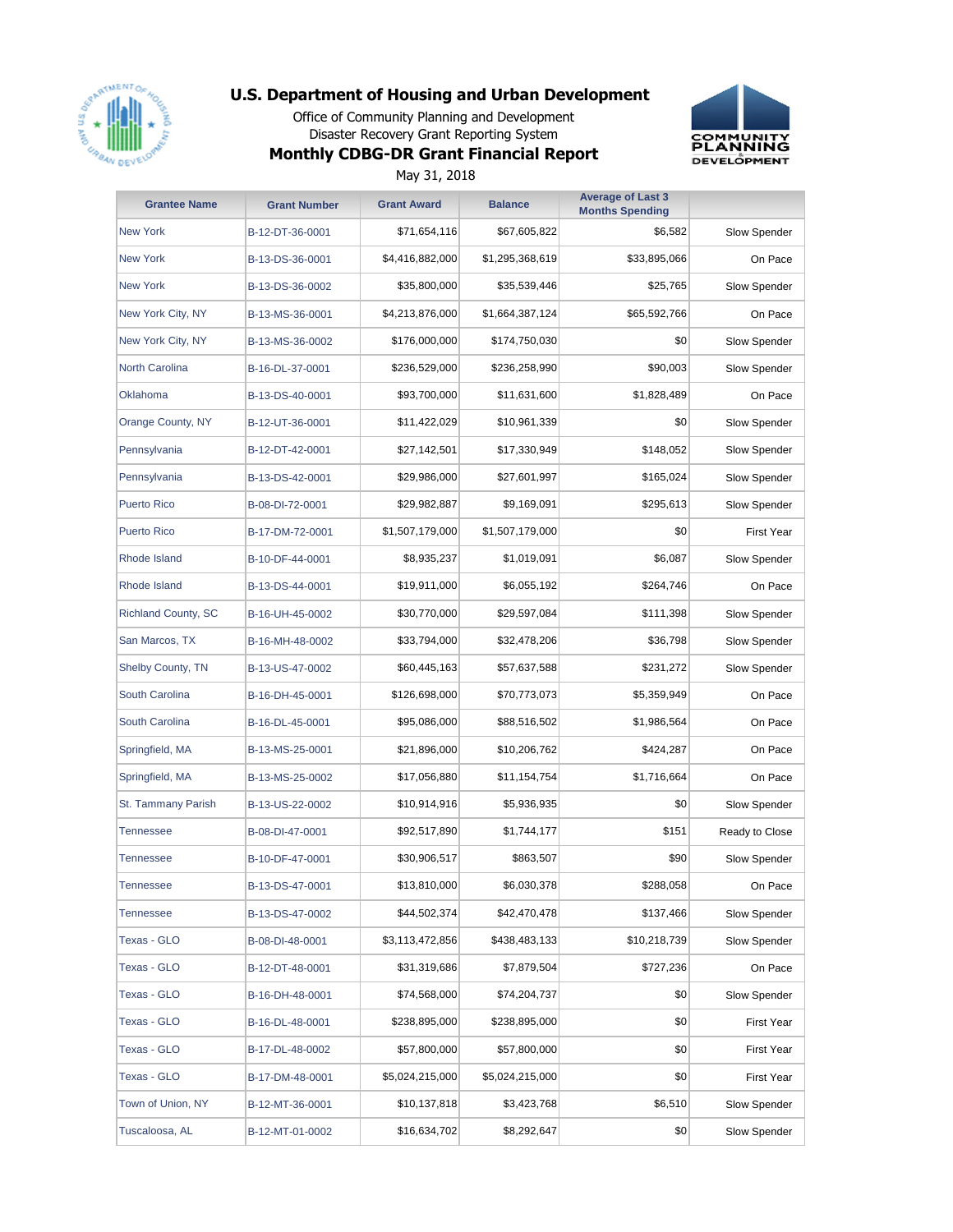# U.S. Department of Housing and Urban Development

Office of Community Planning and Development
Disaster Recovery Grant Reporting System

## Monthly CDBG-DR Grant Financial Report

May 31, 2018

| Grantee Name | Grant Number | Grant Award | Balance | Average of Last 3 Months Spending | |
|---|---|---|---|---|---|
| New York | B-12-DT-36-0001 | $71,654,116 | $67,605,822 | $6,582 | Slow Spender |
| New York | B-13-DS-36-0001 | $4,416,882,000 | $1,295,368,619 | $33,895,066 | On Pace |
| New York | B-13-DS-36-0002 | $35,800,000 | $35,539,446 | $25,765 | Slow Spender |
| New York City, NY | B-13-MS-36-0001 | $4,213,876,000 | $1,664,387,124 | $65,592,766 | On Pace |
| New York City, NY | B-13-MS-36-0002 | $176,000,000 | $174,750,030 | $0 | Slow Spender |
| North Carolina | B-16-DL-37-0001 | $236,529,000 | $236,258,990 | $90,003 | Slow Spender |
| Oklahoma | B-13-DS-40-0001 | $93,700,000 | $11,631,600 | $1,828,489 | On Pace |
| Orange County, NY | B-12-UT-36-0001 | $11,422,029 | $10,961,339 | $0 | Slow Spender |
| Pennsylvania | B-12-DT-42-0001 | $27,142,501 | $17,330,949 | $148,052 | Slow Spender |
| Pennsylvania | B-13-DS-42-0001 | $29,986,000 | $27,601,997 | $165,024 | Slow Spender |
| Puerto Rico | B-08-DI-72-0001 | $29,982,887 | $9,169,091 | $295,613 | Slow Spender |
| Puerto Rico | B-17-DM-72-0001 | $1,507,179,000 | $1,507,179,000 | $0 | First Year |
| Rhode Island | B-10-DF-44-0001 | $8,935,237 | $1,019,091 | $6,087 | Slow Spender |
| Rhode Island | B-13-DS-44-0001 | $19,911,000 | $6,055,192 | $264,746 | On Pace |
| Richland County, SC | B-16-UH-45-0002 | $30,770,000 | $29,597,084 | $111,398 | Slow Spender |
| San Marcos, TX | B-16-MH-48-0002 | $33,794,000 | $32,478,206 | $36,798 | Slow Spender |
| Shelby County, TN | B-13-US-47-0002 | $60,445,163 | $57,637,588 | $231,272 | Slow Spender |
| South Carolina | B-16-DH-45-0001 | $126,698,000 | $70,773,073 | $5,359,949 | On Pace |
| South Carolina | B-16-DL-45-0001 | $95,086,000 | $88,516,502 | $1,986,564 | On Pace |
| Springfield, MA | B-13-MS-25-0001 | $21,896,000 | $10,206,762 | $424,287 | On Pace |
| Springfield, MA | B-13-MS-25-0002 | $17,056,880 | $11,154,754 | $1,716,664 | On Pace |
| St. Tammany Parish | B-13-US-22-0002 | $10,914,916 | $5,936,935 | $0 | Slow Spender |
| Tennessee | B-08-DI-47-0001 | $92,517,890 | $1,744,177 | $151 | Ready to Close |
| Tennessee | B-10-DF-47-0001 | $30,906,517 | $863,507 | $90 | Slow Spender |
| Tennessee | B-13-DS-47-0001 | $13,810,000 | $6,030,378 | $288,058 | On Pace |
| Tennessee | B-13-DS-47-0002 | $44,502,374 | $42,470,478 | $137,466 | Slow Spender |
| Texas - GLO | B-08-DI-48-0001 | $3,113,472,856 | $438,483,133 | $10,218,739 | Slow Spender |
| Texas - GLO | B-12-DT-48-0001 | $31,319,686 | $7,879,504 | $727,236 | On Pace |
| Texas - GLO | B-16-DH-48-0001 | $74,568,000 | $74,204,737 | $0 | Slow Spender |
| Texas - GLO | B-16-DL-48-0001 | $238,895,000 | $238,895,000 | $0 | First Year |
| Texas - GLO | B-17-DL-48-0002 | $57,800,000 | $57,800,000 | $0 | First Year |
| Texas - GLO | B-17-DM-48-0001 | $5,024,215,000 | $5,024,215,000 | $0 | First Year |
| Town of Union, NY | B-12-MT-36-0001 | $10,137,818 | $3,423,768 | $6,510 | Slow Spender |
| Tuscaloosa, AL | B-12-MT-01-0002 | $16,634,702 | $8,292,647 | $0 | Slow Spender |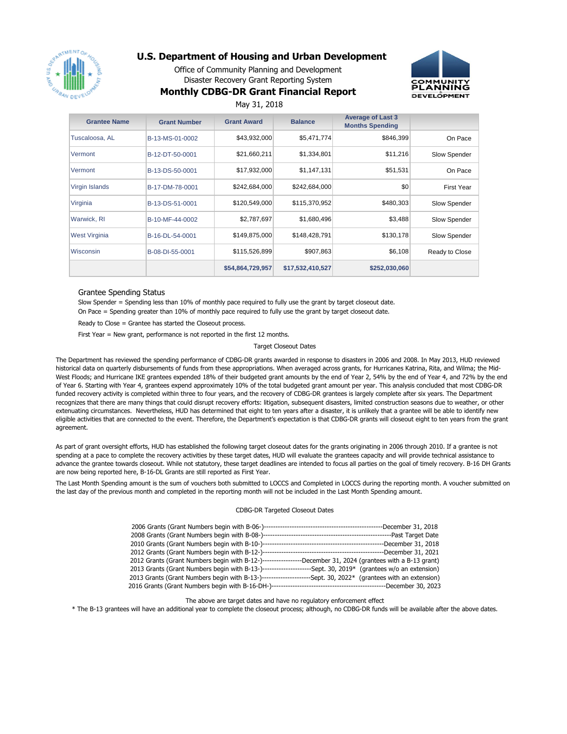# U.S. Department of Housing and Urban Development

Office of Community Planning and Development
Disaster Recovery Grant Reporting System

## Monthly CDBG-DR Grant Financial Report

May 31, 2018

| Grantee Name | Grant Number | Grant Award | Balance | Average of Last 3 Months Spending | |
|---|---|---|---|---|---|
| Tuscaloosa, AL | B-13-MS-01-0002 | $43,932,000 | $5,471,774 | $846,399 | On Pace |
| Vermont | B-12-DT-50-0001 | $21,660,211 | $1,334,801 | $11,216 | Slow Spender |
| Vermont | B-13-DS-50-0001 | $17,932,000 | $1,147,131 | $51,531 | On Pace |
| Virgin Islands | B-17-DM-78-0001 | $242,684,000 | $242,684,000 | $0 | First Year |
| Virginia | B-13-DS-51-0001 | $120,549,000 | $115,370,952 | $480,303 | Slow Spender |
| Warwick, RI | B-10-MF-44-0002 | $2,787,697 | $1,680,496 | $3,488 | Slow Spender |
| West Virginia | B-16-DL-54-0001 | $149,875,000 | $148,428,791 | $130,178 | Slow Spender |
| Wisconsin | B-08-DI-55-0001 | $115,526,899 | $907,863 | $6,108 | Ready to Close |
| | | **$54,864,729,957** | **$17,532,410,527** | **$252,030,060** | |

Grantee Spending Status

Slow Spender = Spending less than 10% of monthly pace required to fully use the grant by target closeout date.

On Pace = Spending greater than 10% of monthly pace required to fully use the grant by target closeout date.

Ready to Close = Grantee has started the Closeout process.

First Year = New grant, performance is not reported in the first 12 months.

Target Closeout Dates

The Department has reviewed the spending performance of CDBG-DR grants awarded in response to disasters in 2006 and 2008. In May 2013, HUD reviewed historical data on quarterly disbursements of funds from these appropriations. When averaged across grants, for Hurricanes Katrina, Rita, and Wilma; the Mid-West Floods; and Hurricane IKE grantees expended 18% of their budgeted grant amounts by the end of Year 2, 54% by the end of Year 4, and 72% by the end of Year 6. Starting with Year 4, grantees expend approximately 10% of the total budgeted grant amount per year. This analysis concluded that most CDBG-DR funded recovery activity is completed within three to four years, and the recovery of CDBG-DR grantees is largely complete after six years. The Department recognizes that there are many things that could disrupt recovery efforts: litigation, subsequent disasters, limited construction seasons due to weather, or other extenuating circumstances. Nevertheless, HUD has determined that eight to ten years after a disaster, it is unlikely that a grantee will be able to identify new eligible activities that are connected to the event. Therefore, the Department's expectation is that CDBG-DR grants will closeout eight to ten years from the grant agreement.

As part of grant oversight efforts, HUD has established the following target closeout dates for the grants originating in 2006 through 2010. If a grantee is not spending at a pace to complete the recovery activities by these target dates, HUD will evaluate the grantees capacity and will provide technical assistance to advance the grantee towards closeout. While not statutory, these target deadlines are intended to focus all parties on the goal of timely recovery. B-16 DH Grants are now being reported here, B-16-DL Grants are still reported as First Year.

The Last Month Spending amount is the sum of vouchers both submitted to LOCCS and Completed in LOCCS during the reporting month. A voucher submitted on the last day of the previous month and completed in the reporting month will not be included in the Last Month Spending amount.

CDBG-DR Targeted Closeout Dates

2006 Grants (Grant Numbers begin with B-06-)------------------------------------------------------December 31, 2018
2008 Grants (Grant Numbers begin with B-08-)--------------------------------------------------------Past Target Date
2010 Grants (Grant Numbers begin with B-10-)------------------------------------------------------December 31, 2018
2012 Grants (Grant Numbers begin with B-12-)------------------------------------------------------December 31, 2021
2012 Grants (Grant Numbers begin with B-12-)-----------------December 31, 2024 (grantees with a B-13 grant)
2013 Grants (Grant Numbers begin with B-13-)---------------------Sept. 30, 2019* (grantees w/o an extension)
2013 Grants (Grant Numbers begin with B-13-)---------------------Sept. 30, 2022* (grantees with an extension)
2016 Grants (Grant Numbers begin with B-16-DH-)--------------------------------------------------December 30, 2023

The above are target dates and have no regulatory enforcement effect

* The B-13 grantees will have an additional year to complete the closeout process; although, no CDBG-DR funds will be available after the above dates.